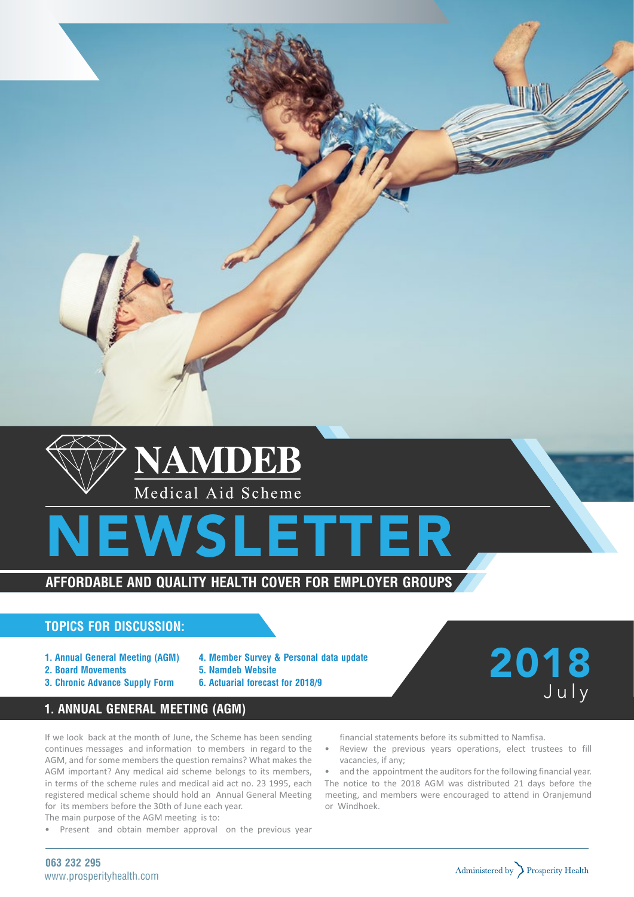# NAMDEB

Medical Aid Scheme

# NEWSLETTER

**AFFORDABLE AND QUALITY HEALTH COVER FOR EMPLOYER GROUPS**

## TOPICS FOR DISCUSSION:

1. Annual General Meeting (AGM)
2. Board Movements
3. Chronic Advance Supply Form
4. Member Survey & Personal data update
5. Namdeb Website
6. Actuarial forecast for 2018/9

**2018**
July

## 1. ANNUAL GENERAL MEETING (AGM)

If we look back at the month of June, the Scheme has been sending continues messages and information to members in regard to the AGM, and for some members the question remains? What makes the AGM important? Any medical aid scheme belongs to its members, in terms of the scheme rules and medical aid act no. 23 1995, each registered medical scheme should hold an Annual General Meeting for its members before the 30th of June each year.

The main purpose of the AGM meeting is to:

- Present and obtain member approval on the previous year financial statements before its submitted to Namfisa.
- Review the previous years operations, elect trustees to fill vacancies, if any;
- and the appointment the auditors for the following financial year.

The notice to the 2018 AGM was distributed 21 days before the meeting, and members were encouraged to attend in Oranjemund or Windhoek.

063 232 295
www.prosperityhealth.com

Administered by Prosperity Health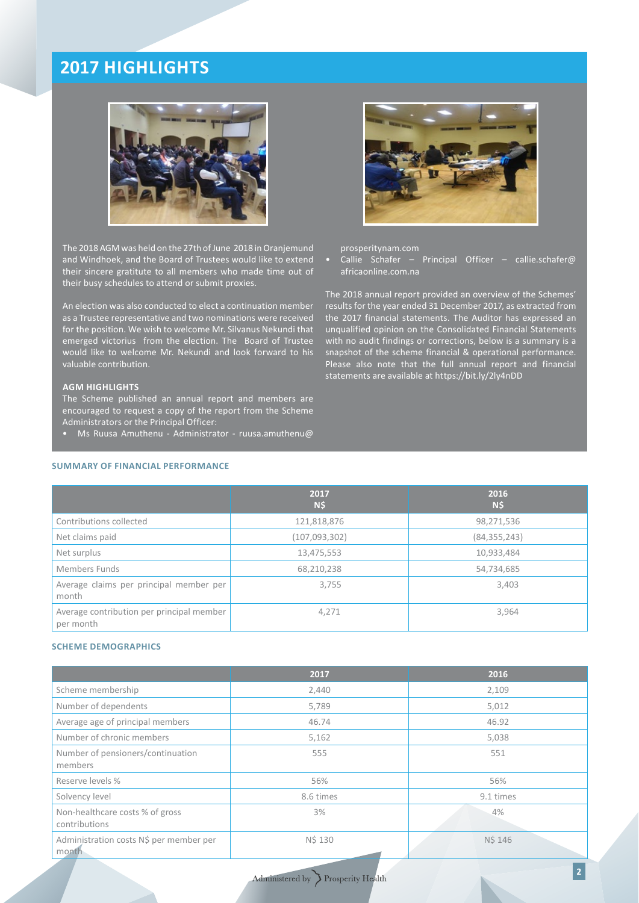## 2017 HIGHLIGHTS

The 2018 AGM was held on the 27th of June 2018 in Oranjemund and Windhoek, and the Board of Trustees would like to extend their sincere gratitude to all members who made time out of their busy schedules to attend or submit proxies.

An election was also conducted to elect a continuation member as a Trustee representative and two nominations were received for the position. We wish to welcome Mr. Silvanus Nekundi that emerged victorius from the election. The Board of Trustee would like to welcome Mr. Nekundi and look forward to his valuable contribution.

### AGM HIGHLIGHTS

The Scheme published an annual report and members are encouraged to request a copy of the report from the Scheme Administrators or the Principal Officer:

- Ms Ruusa Amuthenu - Administrator - ruusa.amuthenu@prosperitynam.com
- Callie Schafer – Principal Officer – callie.schafer@africaonline.com.na

The 2018 annual report provided an overview of the Schemes' results for the year ended 31 December 2017, as extracted from the 2017 financial statements. The Auditor has expressed an unqualified opinion on the Consolidated Financial Statements with no audit findings or corrections, below is a summary is a snapshot of the scheme financial & operational performance. Please also note that the full annual report and financial statements are available at https://bit.ly/2ly4nDD

### SUMMARY OF FINANCIAL PERFORMANCE

| | 2017 N$ | 2016 N$ |
|---|---|---|
| Contributions collected | 121,818,876 | 98,271,536 |
| Net claims paid | (107,093,302) | (84,355,243) |
| Net surplus | 13,475,553 | 10,933,484 |
| Members Funds | 68,210,238 | 54,734,685 |
| Average claims per principal member per month | 3,755 | 3,403 |
| Average contribution per principal member per month | 4,271 | 3,964 |

### SCHEME DEMOGRAPHICS

| | 2017 | 2016 |
|---|---|---|
| Scheme membership | 2,440 | 2,109 |
| Number of dependents | 5,789 | 5,012 |
| Average age of principal members | 46.74 | 46.92 |
| Number of chronic members | 5,162 | 5,038 |
| Number of pensioners/continuation members | 555 | 551 |
| Reserve levels % | 56% | 56% |
| Solvency level | 8.6 times | 9.1 times |
| Non-healthcare costs % of gross contributions | 3% | 4% |
| Administration costs N$ per member per month | N$ 130 | N$ 146 |

Administered by Prosperity Health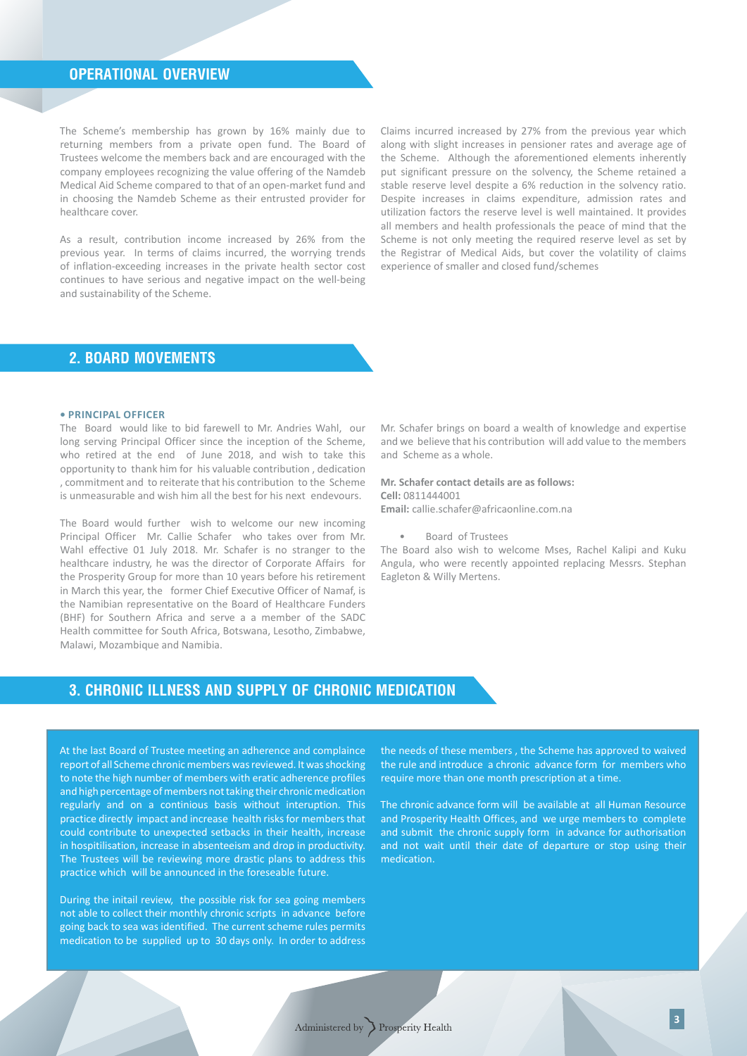## OPERATIONAL OVERVIEW

The Scheme's membership has grown by 16% mainly due to returning members from a private open fund. The Board of Trustees welcome the members back and are encouraged with the company employees recognizing the value offering of the Namdeb Medical Aid Scheme compared to that of an open-market fund and in choosing the Namdeb Scheme as their entrusted provider for healthcare cover.

As a result, contribution income increased by 26% from the previous year. In terms of claims incurred, the worrying trends of inflation-exceeding increases in the private health sector cost continues to have serious and negative impact on the well-being and sustainability of the Scheme.

Claims incurred increased by 27% from the previous year which along with slight increases in pensioner rates and average age of the Scheme. Although the aforementioned elements inherently put significant pressure on the solvency, the Scheme retained a stable reserve level despite a 6% reduction in the solvency ratio. Despite increases in claims expenditure, admission rates and utilization factors the reserve level is well maintained. It provides all members and health professionals the peace of mind that the Scheme is not only meeting the required reserve level as set by the Registrar of Medical Aids, but cover the volatility of claims experience of smaller and closed fund/schemes

## 2. BOARD MOVEMENTS

**• PRINCIPAL OFFICER**

The Board would like to bid farewell to Mr. Andries Wahl, our long serving Principal Officer since the inception of the Scheme, who retired at the end of June 2018, and wish to take this opportunity to thank him for his valuable contribution , dedication , commitment and to reiterate that his contribution to the Scheme is unmeasurable and wish him all the best for his next endevours.

The Board would further wish to welcome our new incoming Principal Officer Mr. Callie Schafer who takes over from Mr. Wahl effective 01 July 2018. Mr. Schafer is no stranger to the healthcare industry, he was the director of Corporate Affairs for the Prosperity Group for more than 10 years before his retirement in March this year, the former Chief Executive Officer of Namaf, is the Namibian representative on the Board of Healthcare Funders (BHF) for Southern Africa and serve a a member of the SADC Health committee for South Africa, Botswana, Lesotho, Zimbabwe, Malawi, Mozambique and Namibia.

Mr. Schafer brings on board a wealth of knowledge and expertise and we believe that his contribution will add value to the members and Scheme as a whole.

**Mr. Schafer contact details are as follows:**
**Cell:** 0811444001
**Email:** callie.schafer@africaonline.com.na

- Board of Trustees

The Board also wish to welcome Mses, Rachel Kalipi and Kuku Angula, who were recently appointed replacing Messrs. Stephan Eagleton & Willy Mertens.

## 3. CHRONIC ILLNESS AND SUPPLY OF CHRONIC MEDICATION

At the last Board of Trustee meeting an adherence and complaince report of all Scheme chronic members was reviewed. It was shocking to note the high number of members with eratic adherence profiles and high percentage of members not taking their chronic medication regularly and on a continious basis without interuption. This practice directly impact and increase health risks for members that could contribute to unexpected setbacks in their health, increase in hospitilisation, increase in absenteeism and drop in productivity. The Trustees will be reviewing more drastic plans to address this practice which will be announced in the foreseable future.

During the initail review, the possible risk for sea going members not able to collect their monthly chronic scripts in advance before going back to sea was identified. The current scheme rules permits medication to be supplied up to 30 days only. In order to address the needs of these members , the Scheme has approved to waived the rule and introduce a chronic advance form for members who require more than one month prescription at a time.

The chronic advance form will be available at all Human Resource and Prosperity Health Offices, and we urge members to complete and submit the chronic supply form in advance for authorisation and not wait until their date of departure or stop using their medication.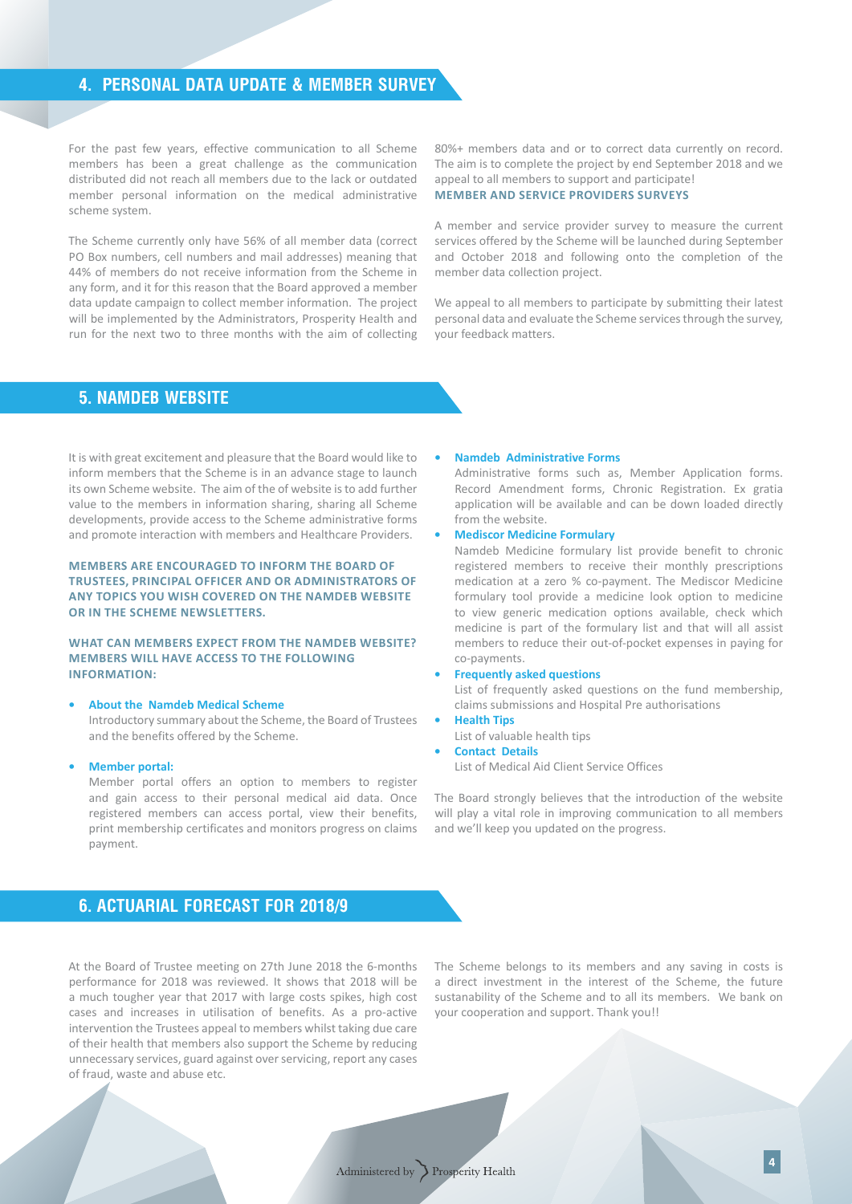## 4. PERSONAL DATA UPDATE & MEMBER SURVEY

For the past few years, effective communication to all Scheme members has been a great challenge as the communication distributed did not reach all members due to the lack or outdated member personal information on the medical administrative scheme system.

The Scheme currently only have 56% of all member data (correct PO Box numbers, cell numbers and mail addresses) meaning that 44% of members do not receive information from the Scheme in any form, and it for this reason that the Board approved a member data update campaign to collect member information. The project will be implemented by the Administrators, Prosperity Health and run for the next two to three months with the aim of collecting 80%+ members data and or to correct data currently on record. The aim is to complete the project by end September 2018 and we appeal to all members to support and participate!

**MEMBER AND SERVICE PROVIDERS SURVEYS**

A member and service provider survey to measure the current services offered by the Scheme will be launched during September and October 2018 and following onto the completion of the member data collection project.

We appeal to all members to participate by submitting their latest personal data and evaluate the Scheme services through the survey, your feedback matters.

## 5. NAMDEB WEBSITE

It is with great excitement and pleasure that the Board would like to inform members that the Scheme is in an advance stage to launch its own Scheme website. The aim of the of website is to add further value to the members in information sharing, sharing all Scheme developments, provide access to the Scheme administrative forms and promote interaction with members and Healthcare Providers.

**MEMBERS ARE ENCOURAGED TO INFORM THE BOARD OF TRUSTEES, PRINCIPAL OFFICER AND OR ADMINISTRATORS OF ANY TOPICS YOU WISH COVERED ON THE NAMDEB WEBSITE OR IN THE SCHEME NEWSLETTERS.**

**WHAT CAN MEMBERS EXPECT FROM THE NAMDEB WEBSITE? MEMBERS WILL HAVE ACCESS TO THE FOLLOWING INFORMATION:**

- **About the Namdeb Medical Scheme**
  Introductory summary about the Scheme, the Board of Trustees and the benefits offered by the Scheme.
- **Member portal:**
  Member portal offers an option to members to register and gain access to their personal medical aid data. Once registered members can access portal, view their benefits, print membership certificates and monitors progress on claims payment.
- **Namdeb Administrative Forms**
  Administrative forms such as, Member Application forms. Record Amendment forms, Chronic Registration. Ex gratia application will be available and can be down loaded directly from the website.
- **Mediscor Medicine Formulary**
  Namdeb Medicine formulary list provide benefit to chronic registered members to receive their monthly prescriptions medication at a zero % co-payment. The Mediscor Medicine formulary tool provide a medicine look option to medicine to view generic medication options available, check which medicine is part of the formulary list and that will all assist members to reduce their out-of-pocket expenses in paying for co-payments.
- **Frequently asked questions**
  List of frequently asked questions on the fund membership, claims submissions and Hospital Pre authorisations
- **Health Tips**
  List of valuable health tips
- **Contact Details**
  List of Medical Aid Client Service Offices

The Board strongly believes that the introduction of the website will play a vital role in improving communication to all members and we'll keep you updated on the progress.

## 6. ACTUARIAL FORECAST FOR 2018/9

At the Board of Trustee meeting on 27th June 2018 the 6-months performance for 2018 was reviewed. It shows that 2018 will be a much tougher year that 2017 with large costs spikes, high cost cases and increases in utilisation of benefits. As a pro-active intervention the Trustees appeal to members whilst taking due care of their health that members also support the Scheme by reducing unnecessary services, guard against over servicing, report any cases of fraud, waste and abuse etc.

The Scheme belongs to its members and any saving in costs is a direct investment in the interest of the Scheme, the future sustanability of the Scheme and to all its members. We bank on your cooperation and support. Thank you!!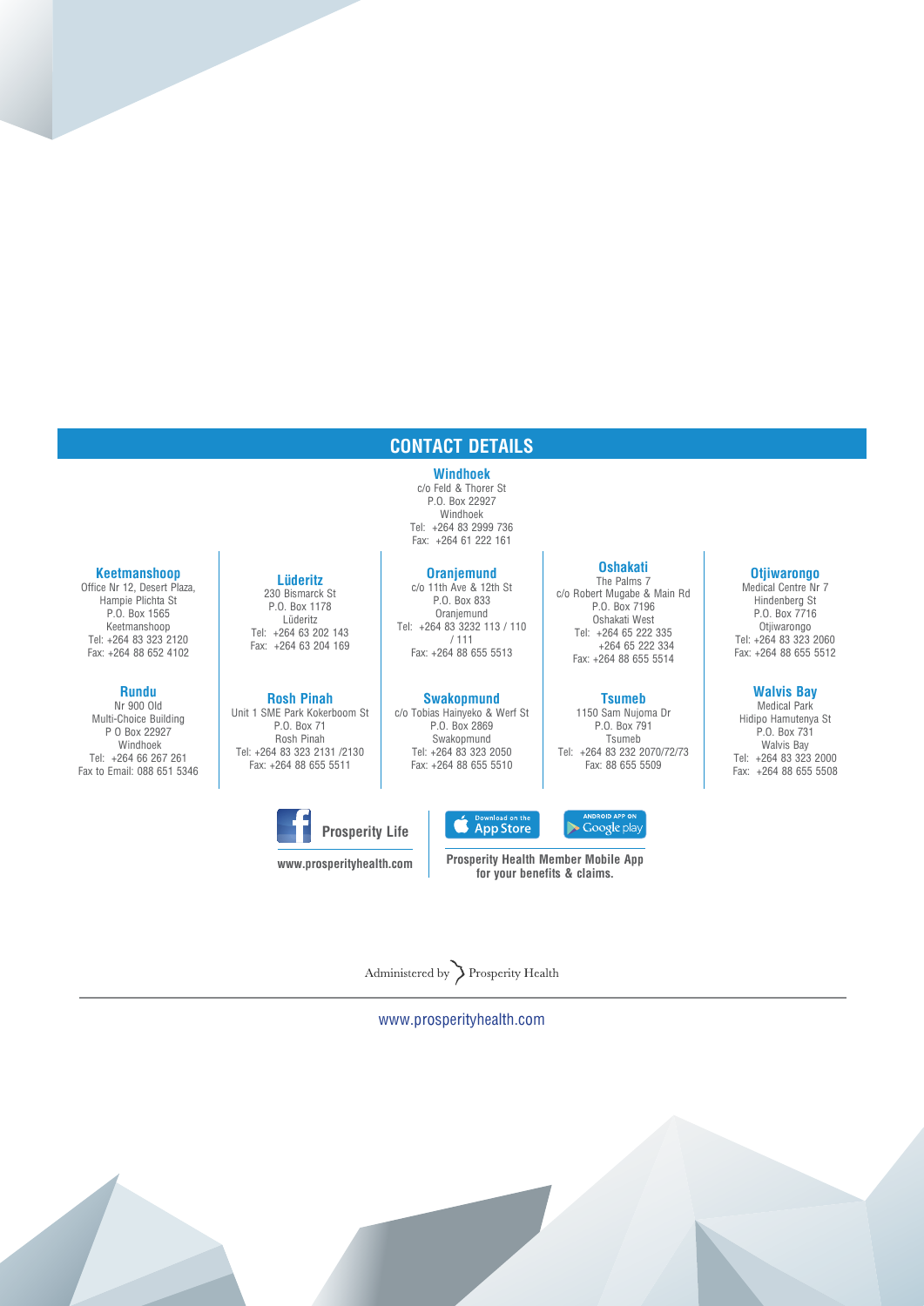## CONTACT DETAILS

**Windhoek**
c/o Feld & Thorer St
P.O. Box 22927
Windhoek
Tel: +264 83 2999 736
Fax: +264 61 222 161

**Keetmanshoop**
Office Nr 12, Desert Plaza,
Hampie Plichta St
P.O. Box 1565
Keetmanshoop
Tel: +264 83 323 2120
Fax: +264 88 652 4102

**Rundu**
Nr 900 Old
Multi-Choice Building
P O Box 22927
Windhoek
Tel: +264 66 267 261
Fax to Email: 088 651 5346

**Lüderitz**
230 Bismarck St
P.O. Box 1178
Lüderitz
Tel: +264 63 202 143
Fax: +264 63 204 169

**Rosh Pinah**
Unit 1 SME Park Kokerboom St
P.O. Box 71
Rosh Pinah
Tel: +264 83 323 2131 /2130
Fax: +264 88 655 5511

**Oranjemund**
c/o 11th Ave & 12th St
P.O. Box 833
Oranjemund
Tel: +264 83 3232 113 / 110 / 111
Fax: +264 88 655 5513

**Swakopmund**
c/o Tobias Hainyeko & Werf St
P.O. Box 2869
Swakopmund
Tel: +264 83 323 2050
Fax: +264 88 655 5510

**Oshakati**
The Palms 7
c/o Robert Mugabe & Main Rd
P.O. Box 7196
Oshakati West
Tel: +264 65 222 335
+264 65 222 334
Fax: +264 88 655 5514

**Tsumeb**
1150 Sam Nujoma Dr
P.O. Box 791
Tsumeb
Tel: +264 83 232 2070/72/73
Fax: 88 655 5509

**Otjiwarongo**
Medical Centre Nr 7
Hindenberg St
P.O. Box 7716
Otjiwarongo
Tel: +264 83 323 2060
Fax: +264 88 655 5512

**Walvis Bay**
Medical Park
Hidipo Hamutenya St
P.O. Box 731
Walvis Bay
Tel: +264 83 323 2000
Fax: +264 88 655 5508

Prosperity Life

www.prosperityhealth.com

Download on the App Store

ANDROID APP ON Google play

**Prosperity Health Member Mobile App for your benefits & claims.**

Administered by Prosperity Health

www.prosperityhealth.com